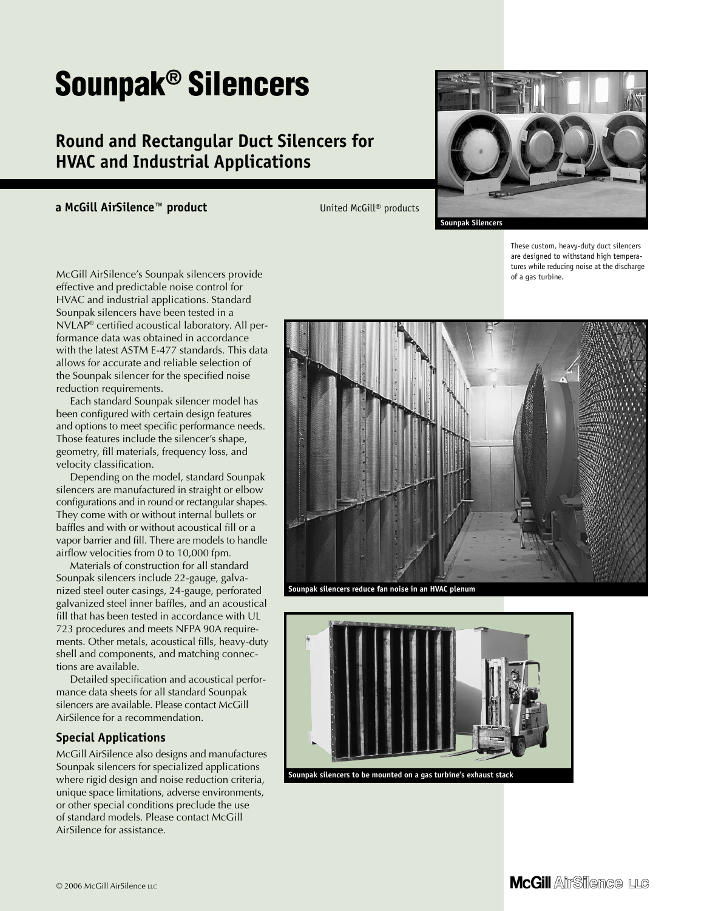# Sounpak® Silencers

## Round and Rectangular Duct Silencers for HVAC and Industrial Applications

**a McGill AirSilence™ product**

United McGill® products

Sounpak Silencers

These custom, heavy-duty duct silencers are designed to withstand high temperatures while reducing noise at the discharge of a gas turbine.

McGill AirSilence's Sounpak silencers provide effective and predictable noise control for HVAC and industrial applications. Standard Sounpak silencers have been tested in a NVLAP® certified acoustical laboratory. All performance data was obtained in accordance with the latest ASTM E-477 standards. This data allows for accurate and reliable selection of the Sounpak silencer for the specified noise reduction requirements.

Each standard Sounpak silencer model has been configured with certain design features and options to meet specific performance needs. Those features include the silencer's shape, geometry, fill materials, frequency loss, and velocity classification.

Depending on the model, standard Sounpak silencers are manufactured in straight or elbow configurations and in round or rectangular shapes. They come with or without internal bullets or baffles and with or without acoustical fill or a vapor barrier and fill. There are models to handle airflow velocities from 0 to 10,000 fpm.

Materials of construction for all standard Sounpak silencers include 22-gauge, galvanized steel outer casings, 24-gauge, perforated galvanized steel inner baffles, and an acoustical fill that has been tested in accordance with UL 723 procedures and meets NFPA 90A requirements. Other metals, acoustical fills, heavy-duty shell and components, and matching connections are available.

Detailed specification and acoustical performance data sheets for all standard Sounpak silencers are available. Please contact McGill AirSilence for a recommendation.

### Special Applications

McGill AirSilence also designs and manufactures Sounpak silencers for specialized applications where rigid design and noise reduction criteria, unique space limitations, adverse environments, or other special conditions preclude the use of standard models. Please contact McGill AirSilence for assistance.

Sounpak silencers reduce fan noise in an HVAC plenum

Sounpak silencers to be mounted on a gas turbine's exhaust stack

© 2006 McGill AirSilence LLC

McGill AirSilence LLC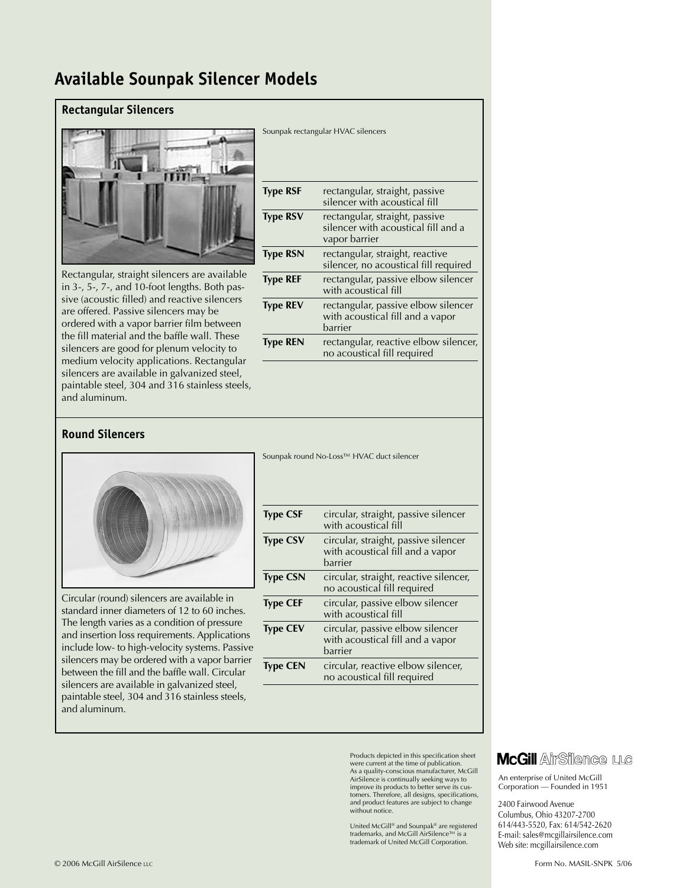# Available Sounpak Silencer Models

## Rectangular Silencers

Sounpak rectangular HVAC silencers

Rectangular, straight silencers are available in 3-, 5-, 7-, and 10-foot lengths. Both passive (acoustic filled) and reactive silencers are offered. Passive silencers may be ordered with a vapor barrier film between the fill material and the baffle wall. These silencers are good for plenum velocity to medium velocity applications. Rectangular silencers are available in galvanized steel, paintable steel, 304 and 316 stainless steels, and aluminum.

| | |
|---|---|
| **Type RSF** | rectangular, straight, passive silencer with acoustical fill |
| **Type RSV** | rectangular, straight, passive silencer with acoustical fill and a vapor barrier |
| **Type RSN** | rectangular, straight, reactive silencer, no acoustical fill required |
| **Type REF** | rectangular, passive elbow silencer with acoustical fill |
| **Type REV** | rectangular, passive elbow silencer with acoustical fill and a vapor barrier |
| **Type REN** | rectangular, reactive elbow silencer, no acoustical fill required |

## Round Silencers

Sounpak round No-Loss™ HVAC duct silencer

Circular (round) silencers are available in standard inner diameters of 12 to 60 inches. The length varies as a condition of pressure and insertion loss requirements. Applications include low- to high-velocity systems. Passive silencers may be ordered with a vapor barrier between the fill and the baffle wall. Circular silencers are available in galvanized steel, paintable steel, 304 and 316 stainless steels, and aluminum.

| | |
|---|---|
| **Type CSF** | circular, straight, passive silencer with acoustical fill |
| **Type CSV** | circular, straight, passive silencer with acoustical fill and a vapor barrier |
| **Type CSN** | circular, straight, reactive silencer, no acoustical fill required |
| **Type CEF** | circular, passive elbow silencer with acoustical fill |
| **Type CEV** | circular, passive elbow silencer with acoustical fill and a vapor barrier |
| **Type CEN** | circular, reactive elbow silencer, no acoustical fill required |

Products depicted in this specification sheet were current at the time of publication. As a quality-conscious manufacturer, McGill AirSilence is continually seeking ways to improve its products to better serve its customers. Therefore, all designs, specifications, and product features are subject to change without notice.

United McGill® and Sounpak® are registered trademarks, and McGill AirSilence™ is a trademark of United McGill Corporation.

**McGill AirSilence LLC**

An enterprise of United McGill Corporation — Founded in 1951

2400 Fairwood Avenue
Columbus, Ohio 43207-2700
614/443-5520, Fax: 614/542-2620
E-mail: sales@mcgillairsilence.com
Web site: mcgillairsilence.com

© 2006 McGill AirSilence LLC

Form No. MASIL-SNPK 5/06